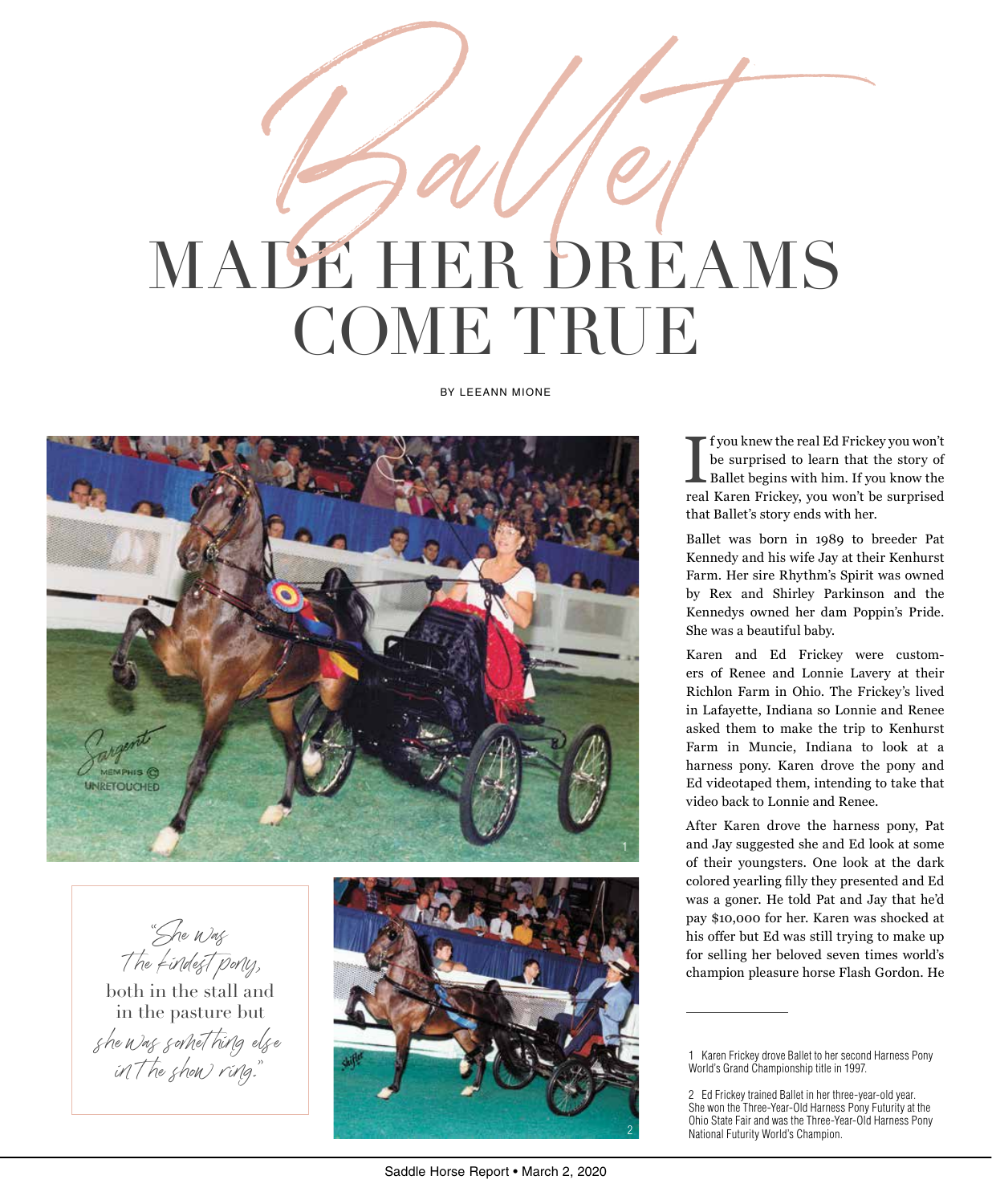# Ballet MADE HER DREAMS COME TRUE

BY LEEANN MIONE

If you knew the real Ed Frickey you won't be surprised to learn that the story of Ballet begins with him. If you know the real Karen Frickey, you won't be surprised that Ballet's story ends with her.

Ballet was born in 1989 to breeder Pat Kennedy and his wife Jay at their Kenhurst Farm. Her sire Rhythm's Spirit was owned by Rex and Shirley Parkinson and the Kennedys owned her dam Poppin's Pride. She was a beautiful baby.

Karen and Ed Frickey were customers of Renee and Lonnie Lavery at their Richlon Farm in Ohio. The Frickey's lived in Lafayette, Indiana so Lonnie and Renee asked them to make the trip to Kenhurst Farm in Muncie, Indiana to look at a harness pony. Karen drove the pony and Ed videotaped them, intending to take that video back to Lonnie and Renee.

After Karen drove the harness pony, Pat and Jay suggested she and Ed look at some of their youngsters. One look at the dark colored yearling filly they presented and Ed was a goner. He told Pat and Jay that he'd pay $10,000 for her. Karen was shocked at his offer but Ed was still trying to make up for selling her beloved seven times world's champion pleasure horse Flash Gordon. He

> "She was the kindest pony, both in the stall and in the pasture but she was something else in the show ring."

1 Karen Frickey drove Ballet to her second Harness Pony World's Grand Championship title in 1997.

2 Ed Frickey trained Ballet in her three-year-old year. She won the Three-Year-Old Harness Pony Futurity at the Ohio State Fair and was the Three-Year-Old Harness Pony National Futurity World's Champion.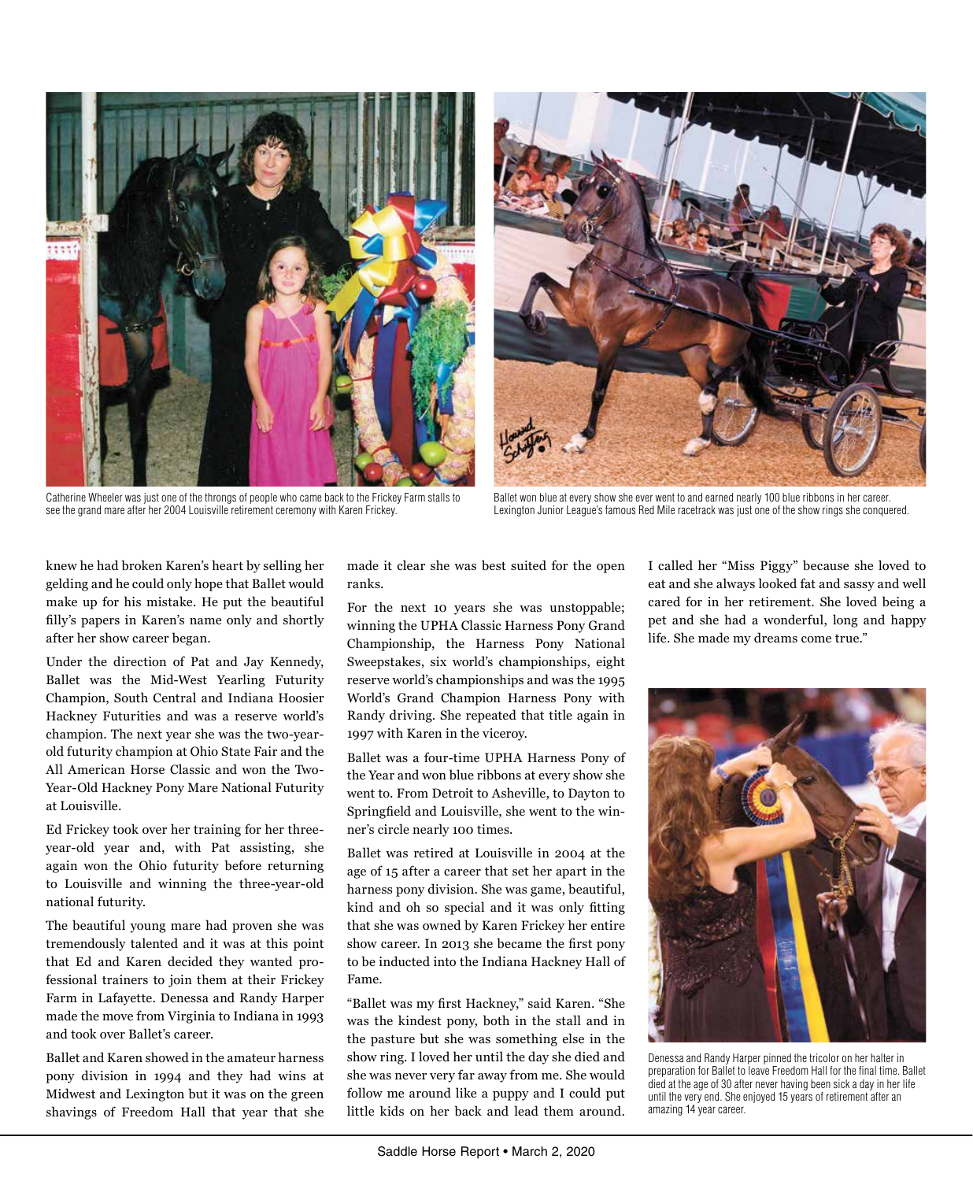Catherine Wheeler was just one of the throngs of people who came back to the Frickey Farm stalls to see the grand mare after her 2004 Louisville retirement ceremony with Karen Frickey.

Ballet won blue at every show she ever went to and earned nearly 100 blue ribbons in her career. Lexington Junior League's famous Red Mile racetrack was just one of the show rings she conquered.

knew he had broken Karen's heart by selling her gelding and he could only hope that Ballet would make up for his mistake. He put the beautiful filly's papers in Karen's name only and shortly after her show career began.

Under the direction of Pat and Jay Kennedy, Ballet was the Mid-West Yearling Futurity Champion, South Central and Indiana Hoosier Hackney Futurities and was a reserve world's champion. The next year she was the two-year-old futurity champion at Ohio State Fair and the All American Horse Classic and won the Two-Year-Old Hackney Pony Mare National Futurity at Louisville.

Ed Frickey took over her training for her three-year-old year and, with Pat assisting, she again won the Ohio futurity before returning to Louisville and winning the three-year-old national futurity.

The beautiful young mare had proven she was tremendously talented and it was at this point that Ed and Karen decided they wanted professional trainers to join them at their Frickey Farm in Lafayette. Denessa and Randy Harper made the move from Virginia to Indiana in 1993 and took over Ballet's career.

Ballet and Karen showed in the amateur harness pony division in 1994 and they had wins at Midwest and Lexington but it was on the green shavings of Freedom Hall that year that she made it clear she was best suited for the open ranks.

For the next 10 years she was unstoppable; winning the UPHA Classic Harness Pony Grand Championship, the Harness Pony National Sweepstakes, six world's championships, eight reserve world's championships and was the 1995 World's Grand Champion Harness Pony with Randy driving. She repeated that title again in 1997 with Karen in the viceroy.

Ballet was a four-time UPHA Harness Pony of the Year and won blue ribbons at every show she went to. From Detroit to Asheville, to Dayton to Springfield and Louisville, she went to the winner's circle nearly 100 times.

Ballet was retired at Louisville in 2004 at the age of 15 after a career that set her apart in the harness pony division. She was game, beautiful, kind and oh so special and it was only fitting that she was owned by Karen Frickey her entire show career. In 2013 she became the first pony to be inducted into the Indiana Hackney Hall of Fame.

"Ballet was my first Hackney," said Karen. "She was the kindest pony, both in the stall and in the pasture but she was something else in the show ring. I loved her until the day she died and she was never very far away from me. She would follow me around like a puppy and I could put little kids on her back and lead them around. I called her "Miss Piggy" because she loved to eat and she always looked fat and sassy and well cared for in her retirement. She loved being a pet and she had a wonderful, long and happy life. She made my dreams come true."

Denessa and Randy Harper pinned the tricolor on her halter in preparation for Ballet to leave Freedom Hall for the final time. Ballet died at the age of 30 after never having been sick a day in her life until the very end. She enjoyed 15 years of retirement after an amazing 14 year career.